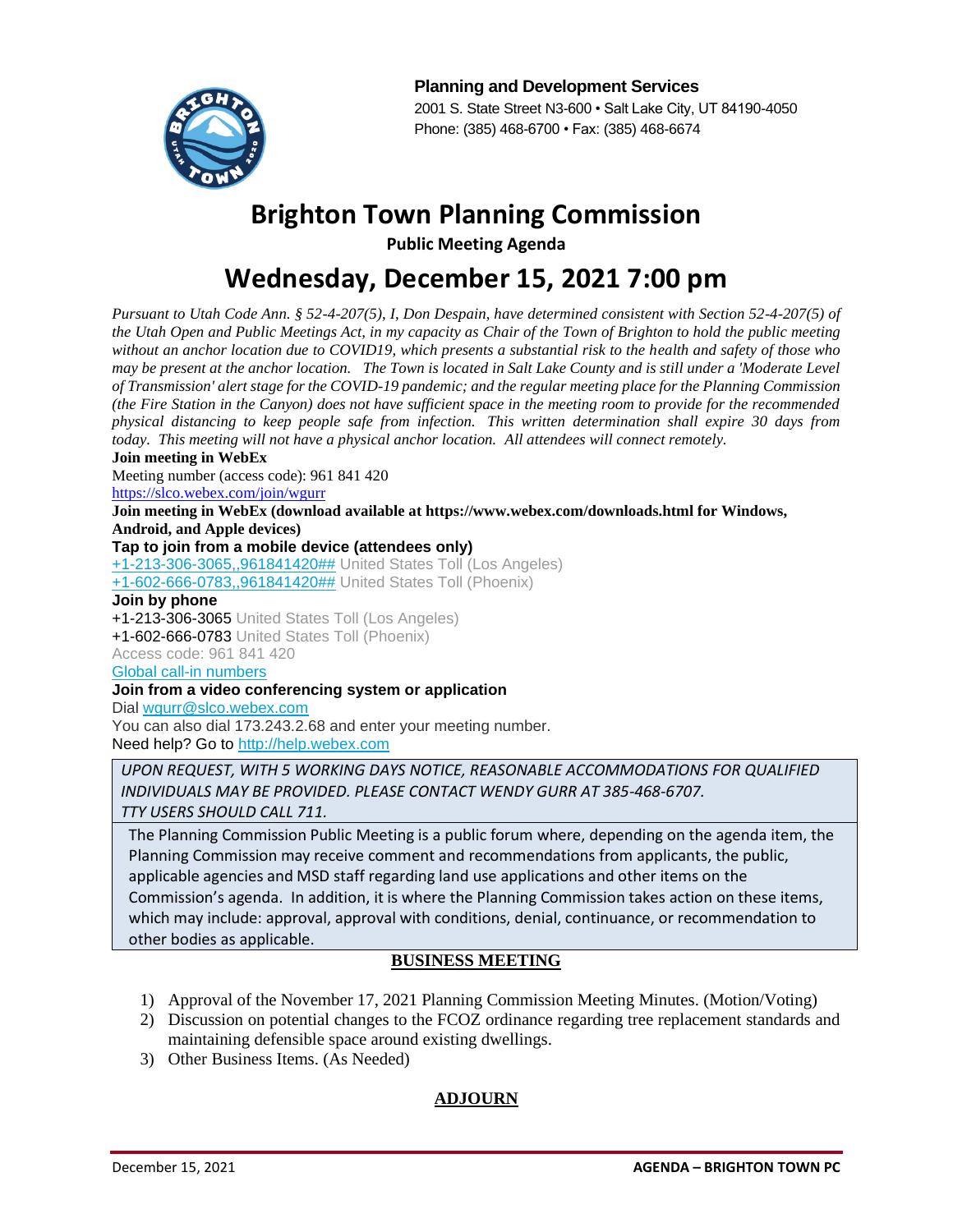**Planning and Development Services**
2001 S. State Street N3-600 • Salt Lake City, UT 84190-4050
Phone: (385) 468-6700 • Fax: (385) 468-6674

# Brighton Town Planning Commission

**Public Meeting Agenda**

## Wednesday, December 15, 2021 7:00 pm

*Pursuant to Utah Code Ann. § 52-4-207(5), I, Don Despain, have determined consistent with Section 52-4-207(5) of the Utah Open and Public Meetings Act, in my capacity as Chair of the Town of Brighton to hold the public meeting without an anchor location due to COVID19, which presents a substantial risk to the health and safety of those who may be present at the anchor location. The Town is located in Salt Lake County and is still under a 'Moderate Level of Transmission' alert stage for the COVID-19 pandemic; and the regular meeting place for the Planning Commission (the Fire Station in the Canyon) does not have sufficient space in the meeting room to provide for the recommended physical distancing to keep people safe from infection. This written determination shall expire 30 days from today. This meeting will not have a physical anchor location. All attendees will connect remotely.*

**Join meeting in WebEx**
Meeting number (access code): 961 841 420
https://slco.webex.com/join/wgurr

**Join meeting in WebEx (download available at https://www.webex.com/downloads.html for Windows, Android, and Apple devices)**

**Tap to join from a mobile device (attendees only)**
+1-213-306-3065,,961841420## United States Toll (Los Angeles)
+1-602-666-0783,,961841420## United States Toll (Phoenix)

**Join by phone**
+1-213-306-3065 United States Toll (Los Angeles)
+1-602-666-0783 United States Toll (Phoenix)
Access code: 961 841 420
Global call-in numbers

**Join from a video conferencing system or application**
Dial wgurr@slco.webex.com
You can also dial 173.243.2.68 and enter your meeting number.
Need help? Go to http://help.webex.com

*UPON REQUEST, WITH 5 WORKING DAYS NOTICE, REASONABLE ACCOMMODATIONS FOR QUALIFIED INDIVIDUALS MAY BE PROVIDED. PLEASE CONTACT WENDY GURR AT 385-468-6707. TTY USERS SHOULD CALL 711.*

The Planning Commission Public Meeting is a public forum where, depending on the agenda item, the Planning Commission may receive comment and recommendations from applicants, the public, applicable agencies and MSD staff regarding land use applications and other items on the Commission's agenda. In addition, it is where the Planning Commission takes action on these items, which may include: approval, approval with conditions, denial, continuance, or recommendation to other bodies as applicable.

**BUSINESS MEETING**

1) Approval of the November 17, 2021 Planning Commission Meeting Minutes. (Motion/Voting)
2) Discussion on potential changes to the FCOZ ordinance regarding tree replacement standards and maintaining defensible space around existing dwellings.
3) Other Business Items. (As Needed)

**ADJOURN**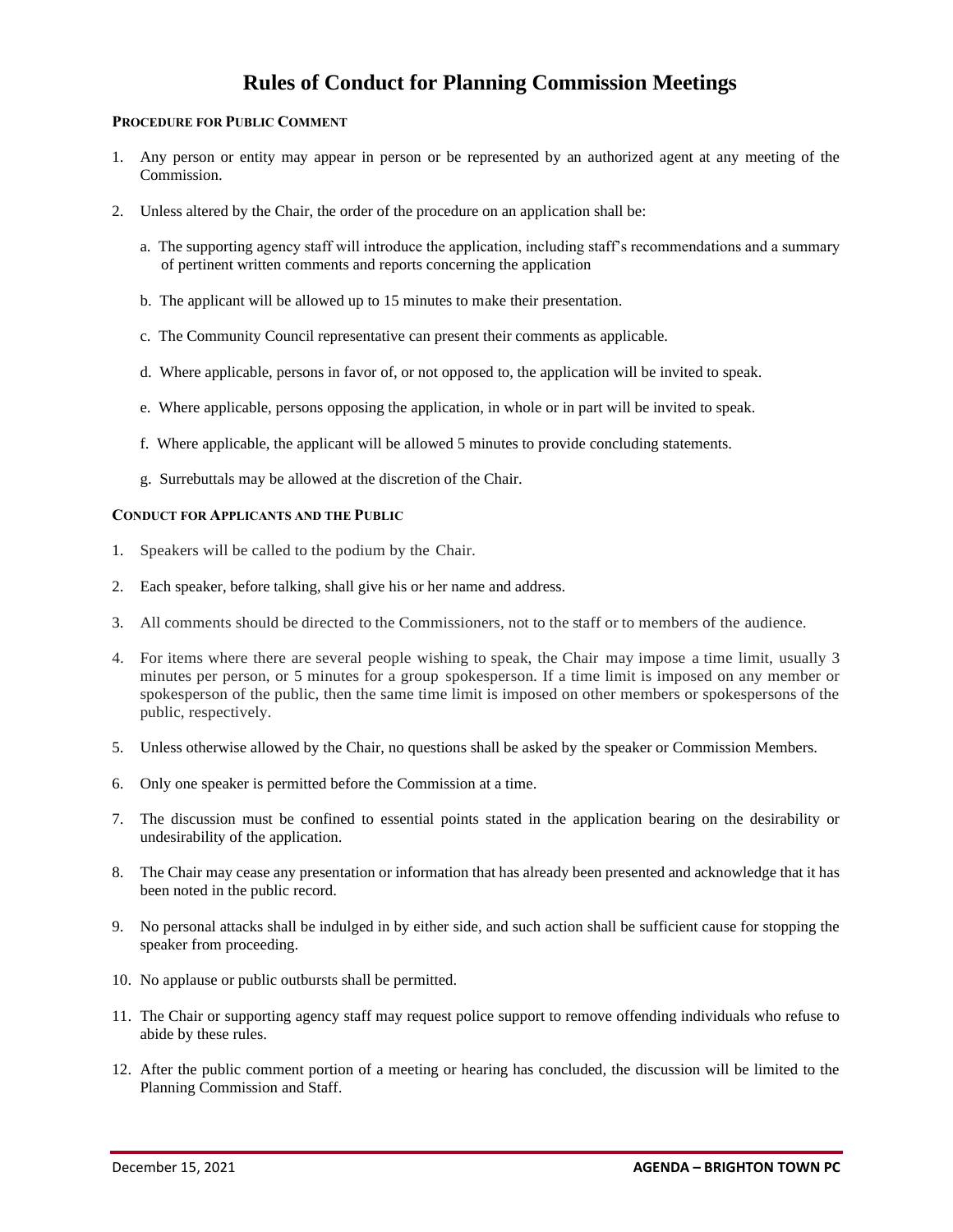# Rules of Conduct for Planning Commission Meetings

**PROCEDURE FOR PUBLIC COMMENT**

1. Any person or entity may appear in person or be represented by an authorized agent at any meeting of the Commission.

2. Unless altered by the Chair, the order of the procedure on an application shall be:

   a. The supporting agency staff will introduce the application, including staff's recommendations and a summary of pertinent written comments and reports concerning the application

   b. The applicant will be allowed up to 15 minutes to make their presentation.

   c. The Community Council representative can present their comments as applicable.

   d. Where applicable, persons in favor of, or not opposed to, the application will be invited to speak.

   e. Where applicable, persons opposing the application, in whole or in part will be invited to speak.

   f. Where applicable, the applicant will be allowed 5 minutes to provide concluding statements.

   g. Surrebuttals may be allowed at the discretion of the Chair.

**CONDUCT FOR APPLICANTS AND THE PUBLIC**

1. Speakers will be called to the podium by the Chair.

2. Each speaker, before talking, shall give his or her name and address.

3. All comments should be directed to the Commissioners, not to the staff or to members of the audience.

4. For items where there are several people wishing to speak, the Chair may impose a time limit, usually 3 minutes per person, or 5 minutes for a group spokesperson. If a time limit is imposed on any member or spokesperson of the public, then the same time limit is imposed on other members or spokespersons of the public, respectively.

5. Unless otherwise allowed by the Chair, no questions shall be asked by the speaker or Commission Members.

6. Only one speaker is permitted before the Commission at a time.

7. The discussion must be confined to essential points stated in the application bearing on the desirability or undesirability of the application.

8. The Chair may cease any presentation or information that has already been presented and acknowledge that it has been noted in the public record.

9. No personal attacks shall be indulged in by either side, and such action shall be sufficient cause for stopping the speaker from proceeding.

10. No applause or public outbursts shall be permitted.

11. The Chair or supporting agency staff may request police support to remove offending individuals who refuse to abide by these rules.

12. After the public comment portion of a meeting or hearing has concluded, the discussion will be limited to the Planning Commission and Staff.